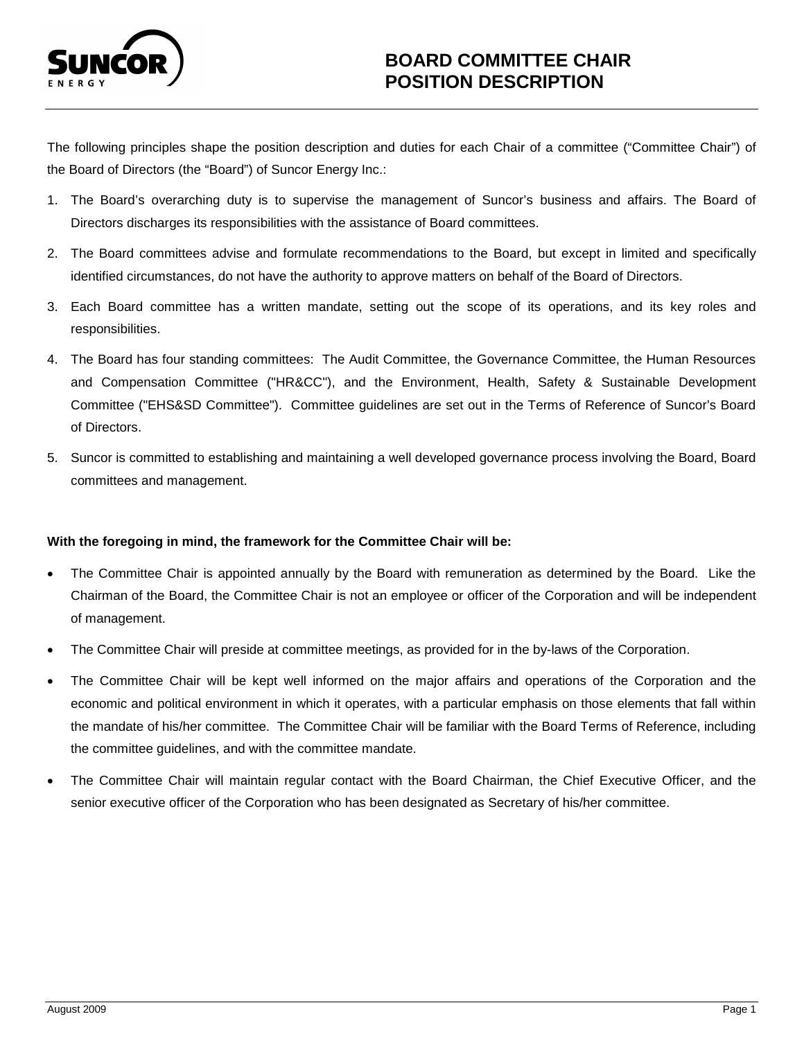# BOARD COMMITTEE CHAIR POSITION DESCRIPTION

The following principles shape the position description and duties for each Chair of a committee ("Committee Chair") of the Board of Directors (the "Board") of Suncor Energy Inc.:

1. The Board's overarching duty is to supervise the management of Suncor's business and affairs. The Board of Directors discharges its responsibilities with the assistance of Board committees.
2. The Board committees advise and formulate recommendations to the Board, but except in limited and specifically identified circumstances, do not have the authority to approve matters on behalf of the Board of Directors.
3. Each Board committee has a written mandate, setting out the scope of its operations, and its key roles and responsibilities.
4. The Board has four standing committees: The Audit Committee, the Governance Committee, the Human Resources and Compensation Committee ("HR&CC"), and the Environment, Health, Safety & Sustainable Development Committee ("EHS&SD Committee"). Committee guidelines are set out in the Terms of Reference of Suncor's Board of Directors.
5. Suncor is committed to establishing and maintaining a well developed governance process involving the Board, Board committees and management.

**With the foregoing in mind, the framework for the Committee Chair will be:**

- The Committee Chair is appointed annually by the Board with remuneration as determined by the Board. Like the Chairman of the Board, the Committee Chair is not an employee or officer of the Corporation and will be independent of management.
- The Committee Chair will preside at committee meetings, as provided for in the by-laws of the Corporation.
- The Committee Chair will be kept well informed on the major affairs and operations of the Corporation and the economic and political environment in which it operates, with a particular emphasis on those elements that fall within the mandate of his/her committee. The Committee Chair will be familiar with the Board Terms of Reference, including the committee guidelines, and with the committee mandate.
- The Committee Chair will maintain regular contact with the Board Chairman, the Chief Executive Officer, and the senior executive officer of the Corporation who has been designated as Secretary of his/her committee.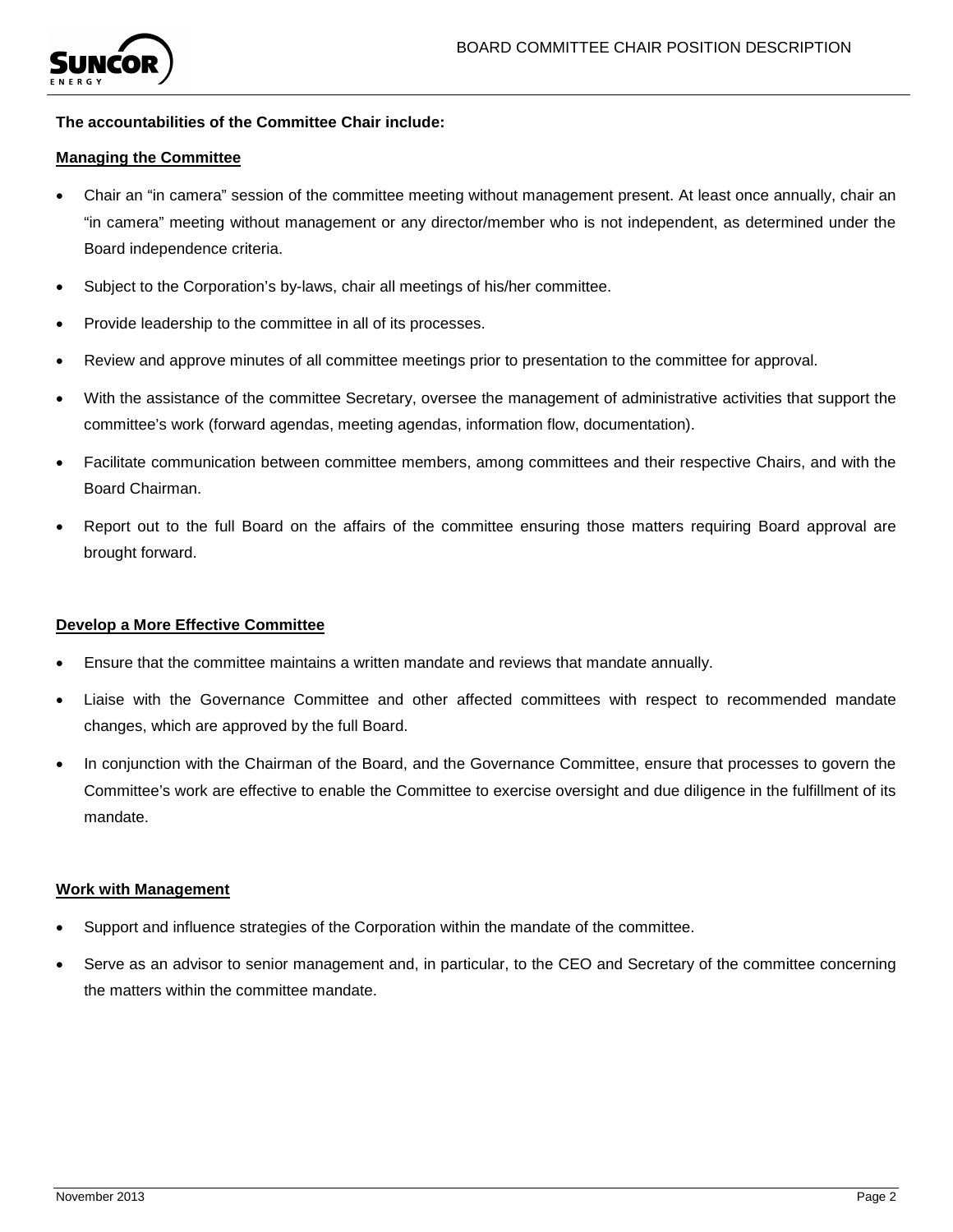**The accountabilities of the Committee Chair include:**

**Managing the Committee**

- Chair an "in camera" session of the committee meeting without management present. At least once annually, chair an "in camera" meeting without management or any director/member who is not independent, as determined under the Board independence criteria.
- Subject to the Corporation's by-laws, chair all meetings of his/her committee.
- Provide leadership to the committee in all of its processes.
- Review and approve minutes of all committee meetings prior to presentation to the committee for approval.
- With the assistance of the committee Secretary, oversee the management of administrative activities that support the committee's work (forward agendas, meeting agendas, information flow, documentation).
- Facilitate communication between committee members, among committees and their respective Chairs, and with the Board Chairman.
- Report out to the full Board on the affairs of the committee ensuring those matters requiring Board approval are brought forward.

**Develop a More Effective Committee**

- Ensure that the committee maintains a written mandate and reviews that mandate annually.
- Liaise with the Governance Committee and other affected committees with respect to recommended mandate changes, which are approved by the full Board.
- In conjunction with the Chairman of the Board, and the Governance Committee, ensure that processes to govern the Committee's work are effective to enable the Committee to exercise oversight and due diligence in the fulfillment of its mandate.

**Work with Management**

- Support and influence strategies of the Corporation within the mandate of the committee.
- Serve as an advisor to senior management and, in particular, to the CEO and Secretary of the committee concerning the matters within the committee mandate.